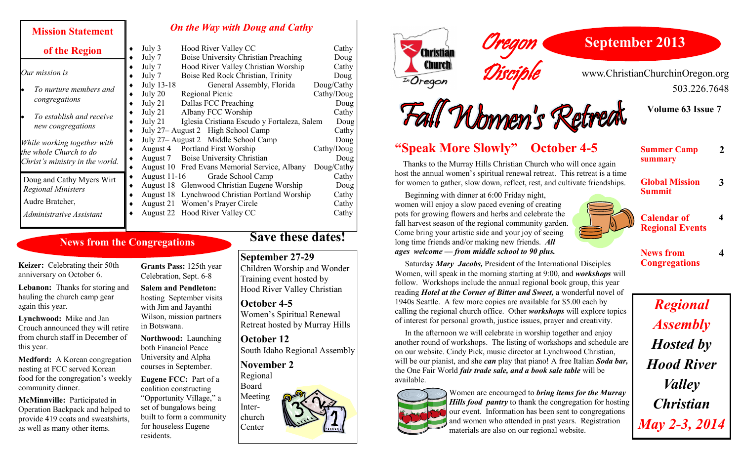# Oregon Disciple

## September 2013

www.ChristianChurchinOregon.org

503.226.7648

**Volume 63 Issue 7**

### Mission Statement of the Region

*Our mission is*

- *To nurture members and congregations*
- *To establish and receive new congregations*

*While working together with the whole Church to do Christ's ministry in the world.*

Doug and Cathy Myers Wirt
*Regional Ministers*

Audre Bratcher,
*Administrative Assistant*

### *On the Way with Doug and Cathy*

| Date | Event | Who |
|---|---|---|
| July 3 | Hood River Valley CC | Cathy |
| July 7 | Boise University Christian Preaching | Doug |
| July 7 | Hood River Valley Christian Worship | Cathy |
| July 7 | Boise Red Rock Christian, Trinity | Doug |
| July 13-18 | General Assembly, Florida | Doug/Cathy |
| July 20 | Regional Picnic | Cathy/Doug |
| July 21 | Dallas FCC Preaching | Doug |
| July 21 | Albany FCC Worship | Cathy |
| July 21 | Iglesia Cristiana Escudo y Fortaleza, Salem | Doug |
| July 27– August 2 | High School Camp | Cathy |
| July 27– August 2 | Middle School Camp | Doug |
| August 4 | Portland First Worship | Cathy/Doug |
| August 7 | Boise University Christian | Doug |
| August 10 | Fred Evans Memorial Service, Albany | Doug/Cathy |
| August 11-16 | Grade School Camp | Cathy |
| August 18 | Glenwood Christian Eugene Worship | Doug |
| August 18 | Lynchwood Christian Portland Worship | Cathy |
| August 21 | Women's Prayer Circle | Cathy |
| August 22 | Hood River Valley CC | Cathy |

## News from the Congregations

**Keizer:** Celebrating their 50th anniversary on October 6.

**Lebanon:** Thanks for storing and hauling the church camp gear again this year.

**Lynchwood:** Mike and Jan Crouch announced they will retire from church staff in December of this year.

**Medford:** A Korean congregation nesting at FCC served Korean food for the congregation's weekly community dinner.

**McMinnville:** Participated in Operation Backpack and helped to provide 419 coats and sweatshirts, as well as many other items.

**Grants Pass:** 125th year Celebration, Sept. 6-8

**Salem and Pendleton:** hosting September visits with Jim and Jayanthi Wilson, mission partners in Botswana.

**Northwood:** Launching both Financial Peace University and Alpha courses in September.

**Eugene FCC:** Part of a coalition constructing "Opportunity Village," a set of bungalows being built to from a community for houseless Eugene residents.

## Save these dates!

**September 27-29**
Children Worship and Wonder Training event hosted by Hood River Valley Christian

**October 4-5**
Women's Spiritual Renewal Retreat hosted by Murray Hills

**October 12**
South Idaho Regional Assembly

**November 2**
Regional Board Meeting Inter-church Center

# Fall Women's Retreat

## "Speak More Slowly" October 4-5

Thanks to the Murray Hills Christian Church who will once again host the annual women's spiritual renewal retreat. This retreat is a time for women to gather, slow down, reflect, rest, and cultivate friendships.

Beginning with dinner at 6:00 Friday night, women will enjoy a slow paced evening of creating pots for growing flowers and herbs and celebrate the fall harvest season of the regional community garden. Come bring your artistic side and your joy of seeing long time friends and/or making new friends. ***All ages welcome — from middle school to 90 plus.***

Saturday ***Mary Jacobs,*** President of the International Disciples Women, will speak in the morning starting at 9:00, and ***workshops*** will follow. Workshops include the annual regional book group, this year reading ***Hotel at the Corner of Bitter and Sweet,*** a wonderful novel of 1940s Seattle. A few more copies are available for $5.00 each by calling the regional church office. Other ***workshops*** will explore topics of interest for personal growth, justice issues, prayer and creativity.

In the afternoon we will celebrate in worship together and enjoy another round of workshops. The listing of workshops and schedule are on our website. Cindy Pick, music director at Lynchwood Christian, will be our pianist, and she ***can*** play that piano! A free Italian ***Soda bar,*** the One Fair World ***fair trade sale, and a book sale table*** will be available.

Women are encouraged to ***bring items for the Murray Hills food pantry*** to thank the congregation for hosting our event. Information has been sent to congregations and women who attended in past years. Registration materials are also on our regional website.

| In this issue | Page |
|---|---|
| Summer Camp summary | 2 |
| Global Mission Summit | 3 |
| Calendar of Regional Events | 4 |
| News from Congregations | 4 |

***Regional Assembly Hosted by Hood River Valley Christian May 2-3, 2014***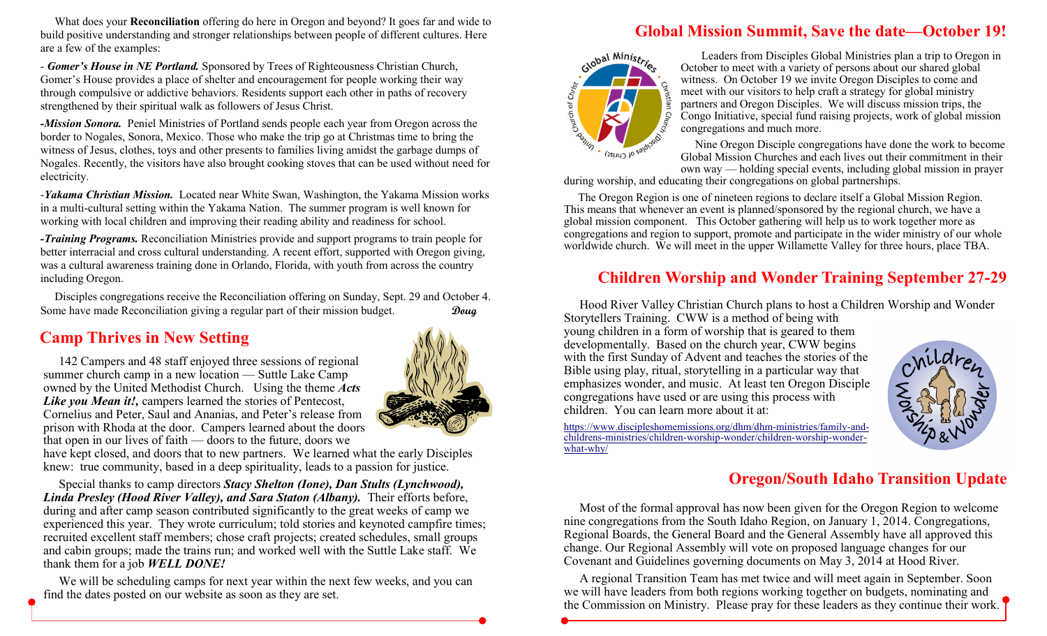What does your **Reconciliation** offering do here in Oregon and beyond? It goes far and wide to build positive understanding and stronger relationships between people of different cultures. Here are a few of the examples:

- ***Gomer's House in NE Portland.*** Sponsored by Trees of Righteousness Christian Church, Gomer's House provides a place of shelter and encouragement for people working their way through compulsive or addictive behaviors. Residents support each other in paths of recovery strengthened by their spiritual walk as followers of Jesus Christ.

-***Mission Sonora.*** Peniel Ministries of Portland sends people each year from Oregon across the border to Nogales, Sonora, Mexico. Those who make the trip go at Christmas time to bring the witness of Jesus, clothes, toys and other presents to families living amidst the garbage dumps of Nogales. Recently, the visitors have also brought cooking stoves that can be used without need for electricity.

-***Yakama Christian Mission.*** Located near White Swan, Washington, the Yakama Mission works in a multi-cultural setting within the Yakama Nation. The summer program is well known for working with local children and improving their reading ability and readiness for school.

-***Training Programs.*** Reconciliation Ministries provide and support programs to train people for better interracial and cross cultural understanding. A recent effort, supported with Oregon giving, was a cultural awareness training done in Orlando, Florida, with youth from across the country including Oregon.

Disciples congregations receive the Reconciliation offering on Sunday, Sept. 29 and October 4. Some have made Reconciliation giving a regular part of their mission budget. *Doug*

## Camp Thrives in New Setting

142 Campers and 48 staff enjoyed three sessions of regional summer church camp in a new location — Suttle Lake Camp owned by the United Methodist Church. Using the theme ***Acts Like you Mean it!,*** campers learned the stories of Pentecost, Cornelius and Peter, Saul and Ananias, and Peter's release from prison with Rhoda at the door. Campers learned about the doors that open in our lives of faith — doors to the future, doors we have kept closed, and doors that to new partners. We learned what the early Disciples knew: true community, based in a deep spirituality, leads to a passion for justice.

Special thanks to camp directors ***Stacy Shelton (Ione), Dan Stults (Lynchwood), Linda Presley (Hood River Valley), and Sara Staton (Albany).*** Their efforts before, during and after camp season contributed significantly to the great weeks of camp we experienced this year. They wrote curriculum; told stories and keynoted campfire times; recruited excellent staff members; chose craft projects; created schedules, small groups and cabin groups; made the trains run; and worked well with the Suttle Lake staff. We thank them for a job ***WELL DONE!***

We will be scheduling camps for next year within the next few weeks, and you can find the dates posted on our website as soon as they are set.

## Global Mission Summit, Save the date—October 19!

Leaders from Disciples Global Ministries plan a trip to Oregon in October to meet with a variety of persons about our shared global witness. On October 19 we invite Oregon Disciples to come and meet with our visitors to help craft a strategy for global ministry partners and Oregon Disciples. We will discuss mission trips, the Congo Initiative, special fund raising projects, work of global mission congregations and much more.

Nine Oregon Disciple congregations have done the work to become Global Mission Churches and each lives out their commitment in their own way — holding special events, including global mission in prayer during worship, and educating their congregations on global partnerships.

The Oregon Region is one of nineteen regions to declare itself a Global Mission Region. This means that whenever an event is planned/sponsored by the regional church, we have a global mission component. This October gathering will help us to work together more as congregations and region to support, promote and participate in the wider ministry of our whole worldwide church. We will meet in the upper Willamette Valley for three hours, place TBA.

## Children Worship and Wonder Training September 27-29

Hood River Valley Christian Church plans to host a Children Worship and Wonder Storytellers Training. CWW is a method of being with young children in a form of worship that is geared to them developmentally. Based on the church year, CWW begins with the first Sunday of Advent and teaches the stories of the Bible using play, ritual, storytelling in a particular way that emphasizes wonder, and music. At least ten Oregon Disciple congregations have used or are using this process with children. You can learn more about it at:

https://www.discipleshomemissions.org/dhm/dhm-ministries/family-and-childrens-ministries/children-worship-wonder/children-worship-wonder-what-why/

## Oregon/South Idaho Transition Update

Most of the formal approval has now been given for the Oregon Region to welcome nine congregations from the South Idaho Region, on January 1, 2014. Congregations, Regional Boards, the General Board and the General Assembly have all approved this change. Our Regional Assembly will vote on proposed language changes for our Covenant and Guidelines governing documents on May 3, 2014 at Hood River.

A regional Transition Team has met twice and will meet again in September. Soon we will have leaders from both regions working together on budgets, nominating and the Commission on Ministry. Please pray for these leaders as they continue their work.